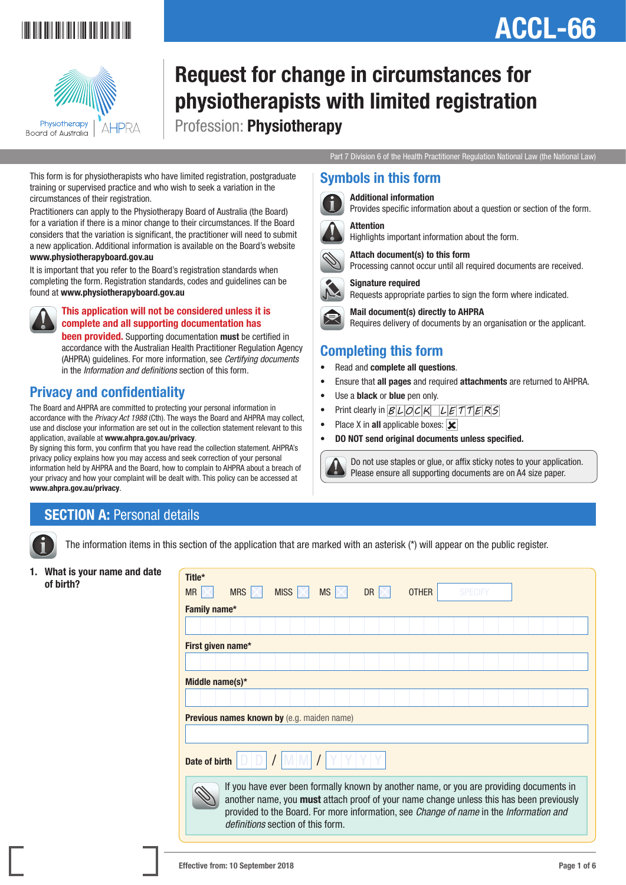ACCL-66

Physiotherapy Board of Australia | AHPRA

# Request for change in circumstances for physiotherapists with limited registration

Profession: **Physiotherapy**

Part 7 Division 6 of the Health Practitioner Regulation National Law (the National Law)

This form is for physiotherapists who have limited registration, postgraduate training or supervised practice and who wish to seek a variation in the circumstances of their registration.

Practitioners can apply to the Physiotherapy Board of Australia (the Board) for a variation if there is a minor change to their circumstances. If the Board considers that the variation is significant, the practitioner will need to submit a new application. Additional information is available on the Board's website **www.physiotherapyboard.gov.au**

It is important that you refer to the Board's registration standards when completing the form. Registration standards, codes and guidelines can be found at **www.physiotherapyboard.gov.au**

**This application will not be considered unless it is complete and all supporting documentation has been provided.** Supporting documentation **must** be certified in accordance with the Australian Health Practitioner Regulation Agency (AHPRA) guidelines. For more information, see *Certifying documents* in the *Information and definitions* section of this form.

## Privacy and confidentiality

The Board and AHPRA are committed to protecting your personal information in accordance with the *Privacy Act 1988* (Cth). The ways the Board and AHPRA may collect, use and disclose your information are set out in the collection statement relevant to this application, available at **www.ahpra.gov.au/privacy**.

By signing this form, you confirm that you have read the collection statement. AHPRA's privacy policy explains how you may access and seek correction of your personal information held by AHPRA and the Board, how to complain to AHPRA about a breach of your privacy and how your complaint will be dealt with. This policy can be accessed at **www.ahpra.gov.au/privacy**.

## Symbols in this form

**Additional information**
Provides specific information about a question or section of the form.

**Attention**
Highlights important information about the form.

**Attach document(s) to this form**
Processing cannot occur until all required documents are received.

**Signature required**
Requests appropriate parties to sign the form where indicated.

**Mail document(s) directly to AHPRA**
Requires delivery of documents by an organisation or the applicant.

## Completing this form

- Read and **complete all questions**.
- Ensure that **all pages** and required **attachments** are returned to AHPRA.
- Use a **black** or **blue** pen only.
- Print clearly in BLOCK LETTERS
- Place X in **all** applicable boxes: ☒
- **DO NOT send original documents unless specified.**

Do not use staples or glue, or affix sticky notes to your application. Please ensure all supporting documents are on A4 size paper.

## SECTION A: Personal details

The information items in this section of the application that are marked with an asterisk (*) will appear on the public register.

**1. What is your name and date of birth?**

**Title***
MR ☐ MRS ☐ MISS ☐ MS ☐ DR ☐ OTHER [SPECIFY]

**Family name***

**First given name***

**Middle name(s)***

**Previous names known by** (e.g. maiden name)

**Date of birth** DD / MM / YYYY

If you have ever been formally known by another name, or you are providing documents in another name, you **must** attach proof of your name change unless this has been previously provided to the Board. For more information, see *Change of name* in the *Information and definitions* section of this form.

Effective from: 10 September 2018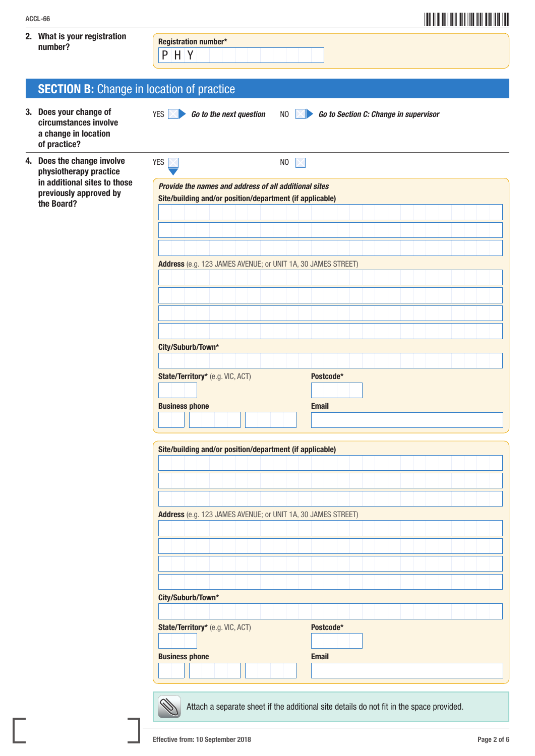**2. What is your registration number?**

Registration number*

P H Y

## SECTION B: Change in location of practice

**3. Does your change of circumstances involve a change in location of practice?**

YES ☐ *Go to the next question* NO ☐ *Go to Section C: Change in supervisor*

**4. Does the change involve physiotherapy practice in additional sites to those previously approved by the Board?**

YES ☐ NO ☐

***Provide the names and address of all additional sites***

**Site/building and/or position/department (if applicable)**

**Address** (e.g. 123 JAMES AVENUE; or UNIT 1A, 30 JAMES STREET)

**City/Suburb/Town***

**State/Territory*** (e.g. VIC, ACT) **Postcode***

**Business phone** **Email**

**Site/building and/or position/department (if applicable)**

**Address** (e.g. 123 JAMES AVENUE; or UNIT 1A, 30 JAMES STREET)

**City/Suburb/Town***

**State/Territory*** (e.g. VIC, ACT) **Postcode***

**Business phone** **Email**

Attach a separate sheet if the additional site details do not fit in the space provided.

Effective from: 10 September 2018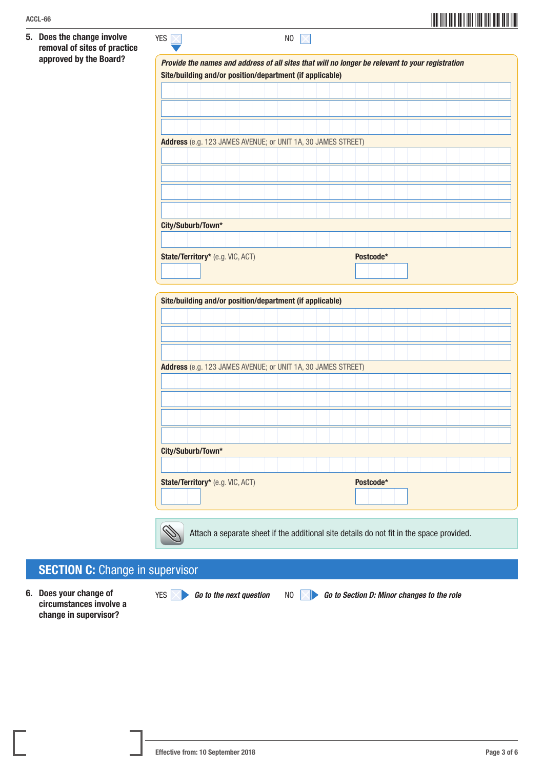**5. Does the change involve removal of sites of practice approved by the Board?**

YES ☐ NO ☐

*Provide the names and address of all sites that will no longer be relevant to your registration*

**Site/building and/or position/department (if applicable)**

**Address** (e.g. 123 JAMES AVENUE; or UNIT 1A, 30 JAMES STREET)

**City/Suburb/Town***

**State/Territory*** (e.g. VIC, ACT)

**Postcode***

**Site/building and/or position/department (if applicable)**

**Address** (e.g. 123 JAMES AVENUE; or UNIT 1A, 30 JAMES STREET)

**City/Suburb/Town***

**State/Territory*** (e.g. VIC, ACT)

**Postcode***

Attach a separate sheet if the additional site details do not fit in the space provided.

## SECTION C: Change in supervisor

**6. Does your change of circumstances involve a change in supervisor?**

YES ☐ *Go to the next question*

NO ☐ *Go to Section D: Minor changes to the role*

Effective from: 10 September 2018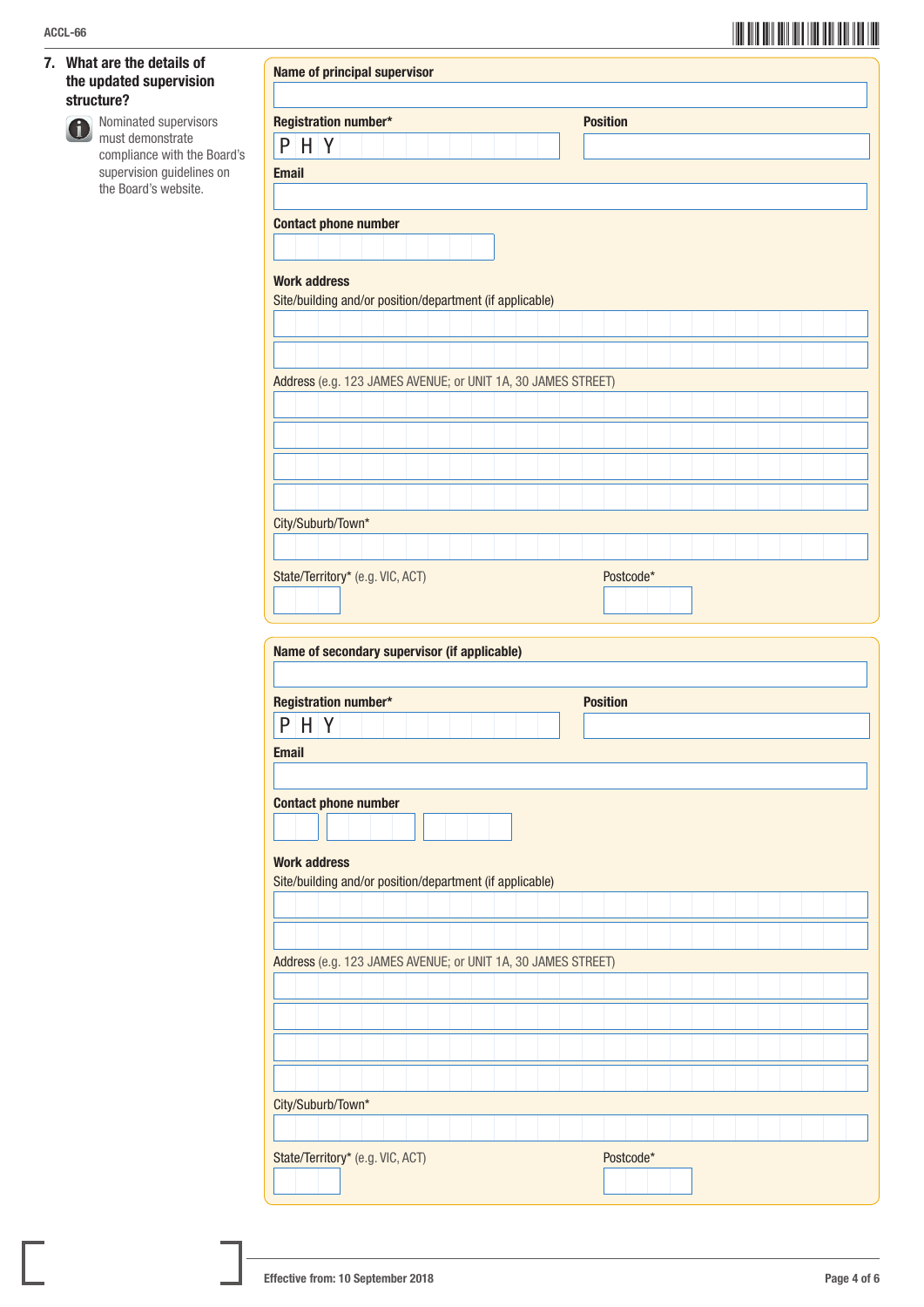## 7. What are the details of the updated supervision structure?

Nominated supervisors must demonstrate compliance with the Board's supervision guidelines on the Board's website.

**Name of principal supervisor**

**Registration number*** PHY

**Position**

**Email**

**Contact phone number**

**Work address**

Site/building and/or position/department (if applicable)

Address (e.g. 123 JAMES AVENUE; or UNIT 1A, 30 JAMES STREET)

City/Suburb/Town*

State/Territory* (e.g. VIC, ACT)

Postcode*

**Name of secondary supervisor (if applicable)**

**Registration number*** PHY

**Position**

**Email**

**Contact phone number**

**Work address**

Site/building and/or position/department (if applicable)

Address (e.g. 123 JAMES AVENUE; or UNIT 1A, 30 JAMES STREET)

City/Suburb/Town*

State/Territory* (e.g. VIC, ACT)

Postcode*

Effective from: 10 September 2018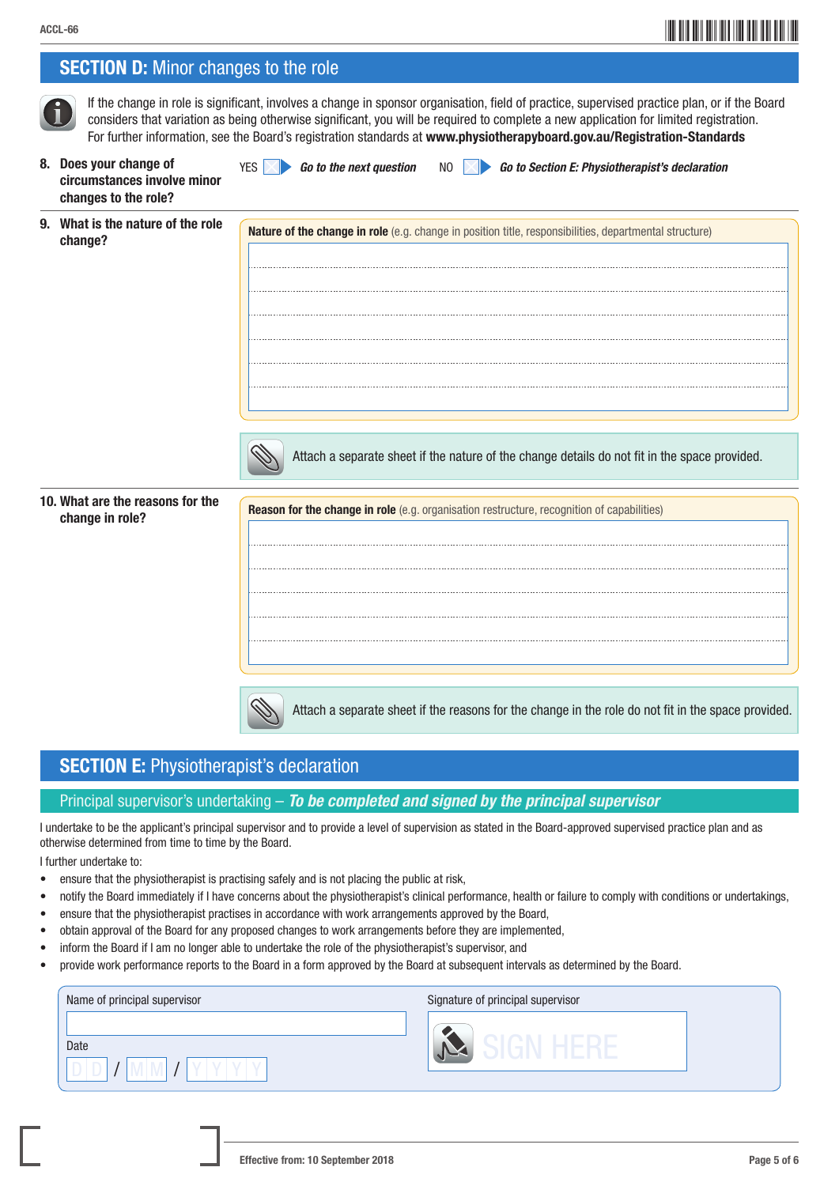## SECTION D: Minor changes to the role

If the change in role is significant, involves a change in sponsor organisation, field of practice, supervised practice plan, or if the Board considers that variation as being otherwise significant, you will be required to complete a new application for limited registration. For further information, see the Board's registration standards at **www.physiotherapyboard.gov.au/Registration-Standards**

**8. Does your change of circumstances involve minor changes to the role?**

YES ☐ ***Go to the next question*** NO ☐ ***Go to Section E: Physiotherapist's declaration***

**9. What is the nature of the role change?**

**Nature of the change in role** (e.g. change in position title, responsibilities, departmental structure)

Attach a separate sheet if the nature of the change details do not fit in the space provided.

**10. What are the reasons for the change in role?**

**Reason for the change in role** (e.g. organisation restructure, recognition of capabilities)

Attach a separate sheet if the reasons for the change in the role do not fit in the space provided.

## SECTION E: Physiotherapist's declaration

### Principal supervisor's undertaking – *To be completed and signed by the principal supervisor*

I undertake to be the applicant's principal supervisor and to provide a level of supervision as stated in the Board-approved supervised practice plan and as otherwise determined from time to time by the Board.

I further undertake to:

- ensure that the physiotherapist is practising safely and is not placing the public at risk,
- notify the Board immediately if I have concerns about the physiotherapist's clinical performance, health or failure to comply with conditions or undertakings,
- ensure that the physiotherapist practises in accordance with work arrangements approved by the Board,
- obtain approval of the Board for any proposed changes to work arrangements before they are implemented,
- inform the Board if I am no longer able to undertake the role of the physiotherapist's supervisor, and
- provide work performance reports to the Board in a form approved by the Board at subsequent intervals as determined by the Board.

Name of principal supervisor

Date D D / M M / Y Y Y Y

Signature of principal supervisor

SIGN HERE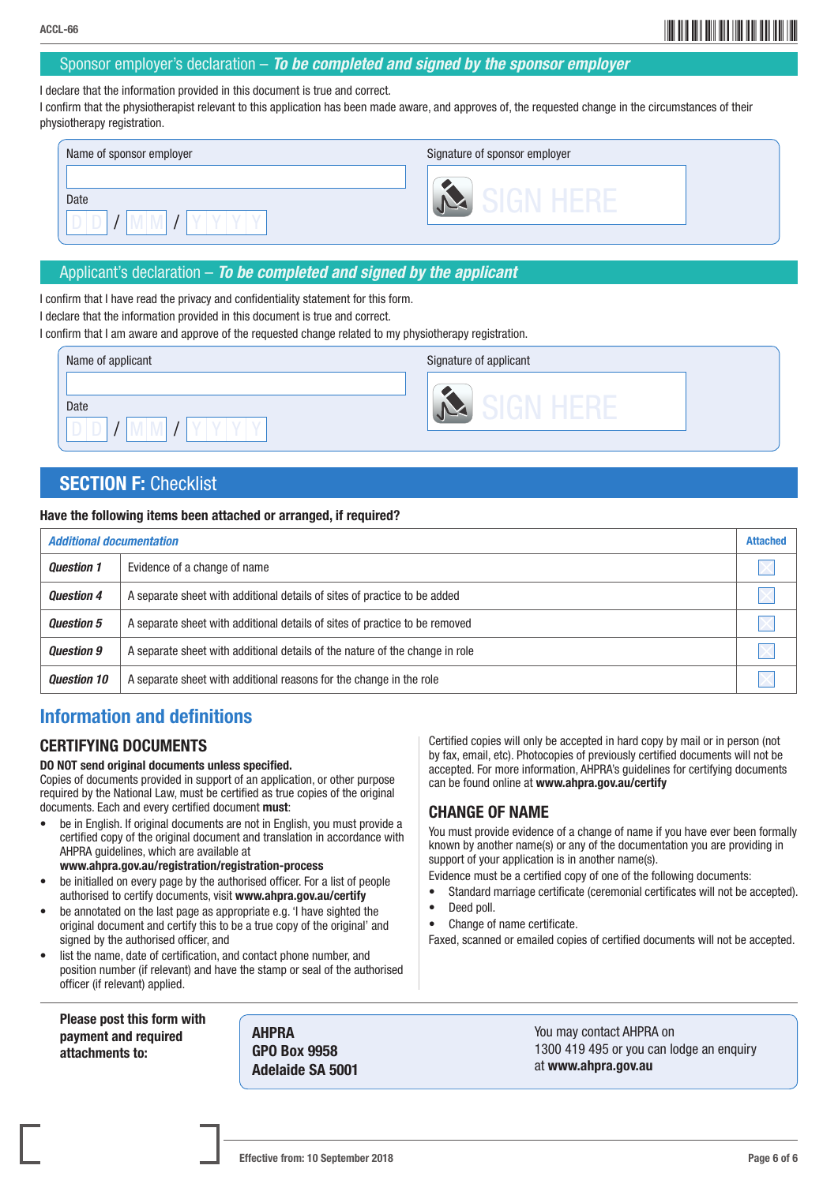## Sponsor employer's declaration – *To be completed and signed by the sponsor employer*

I declare that the information provided in this document is true and correct.

I confirm that the physiotherapist relevant to this application has been made aware, and approves of, the requested change in the circumstances of their physiotherapy registration.

Name of sponsor employer

Date D D / M M / Y Y Y Y

Signature of sponsor employer

SIGN HERE

## Applicant's declaration – *To be completed and signed by the applicant*

I confirm that I have read the privacy and confidentiality statement for this form.

I declare that the information provided in this document is true and correct.

I confirm that I am aware and approve of the requested change related to my physiotherapy registration.

Name of applicant

Date D D / M M / Y Y Y Y

Signature of applicant

SIGN HERE

## SECTION F: Checklist

**Have the following items been attached or arranged, if required?**

| *Additional documentation* | | Attached |
|---|---|---|
| ***Question 1*** | Evidence of a change of name | ☐ |
| ***Question 4*** | A separate sheet with additional details of sites of practice to be added | ☐ |
| ***Question 5*** | A separate sheet with additional details of sites of practice to be removed | ☐ |
| ***Question 9*** | A separate sheet with additional details of the nature of the change in role | ☐ |
| ***Question 10*** | A separate sheet with additional reasons for the change in the role | ☐ |

## Information and definitions

### CERTIFYING DOCUMENTS

**DO NOT send original documents unless specified.**

Copies of documents provided in support of an application, or other purpose required by the National Law, must be certified as true copies of the original documents. Each and every certified document **must**:

- be in English. If original documents are not in English, you must provide a certified copy of the original document and translation in accordance with AHPRA guidelines, which are available at **www.ahpra.gov.au/registration/registration-process**
- be initialled on every page by the authorised officer. For a list of people authorised to certify documents, visit **www.ahpra.gov.au/certify**
- be annotated on the last page as appropriate e.g. 'I have sighted the original document and certify this to be a true copy of the original' and signed by the authorised officer, and
- list the name, date of certification, and contact phone number, and position number (if relevant) and have the stamp or seal of the authorised officer (if relevant) applied.

Certified copies will only be accepted in hard copy by mail or in person (not by fax, email, etc). Photocopies of previously certified documents will not be accepted. For more information, AHPRA's guidelines for certifying documents can be found online at **www.ahpra.gov.au/certify**

### CHANGE OF NAME

You must provide evidence of a change of name if you have ever been formally known by another name(s) or any of the documentation you are providing in support of your application is in another name(s).

Evidence must be a certified copy of one of the following documents:

- Standard marriage certificate (ceremonial certificates will not be accepted).
- Deed poll.
- Change of name certificate.

Faxed, scanned or emailed copies of certified documents will not be accepted.

**Please post this form with payment and required attachments to:**

**AHPRA**
**GPO Box 9958**
**Adelaide SA 5001**

You may contact AHPRA on 1300 419 495 or you can lodge an enquiry at **www.ahpra.gov.au**

**Effective from: 10 September 2018**